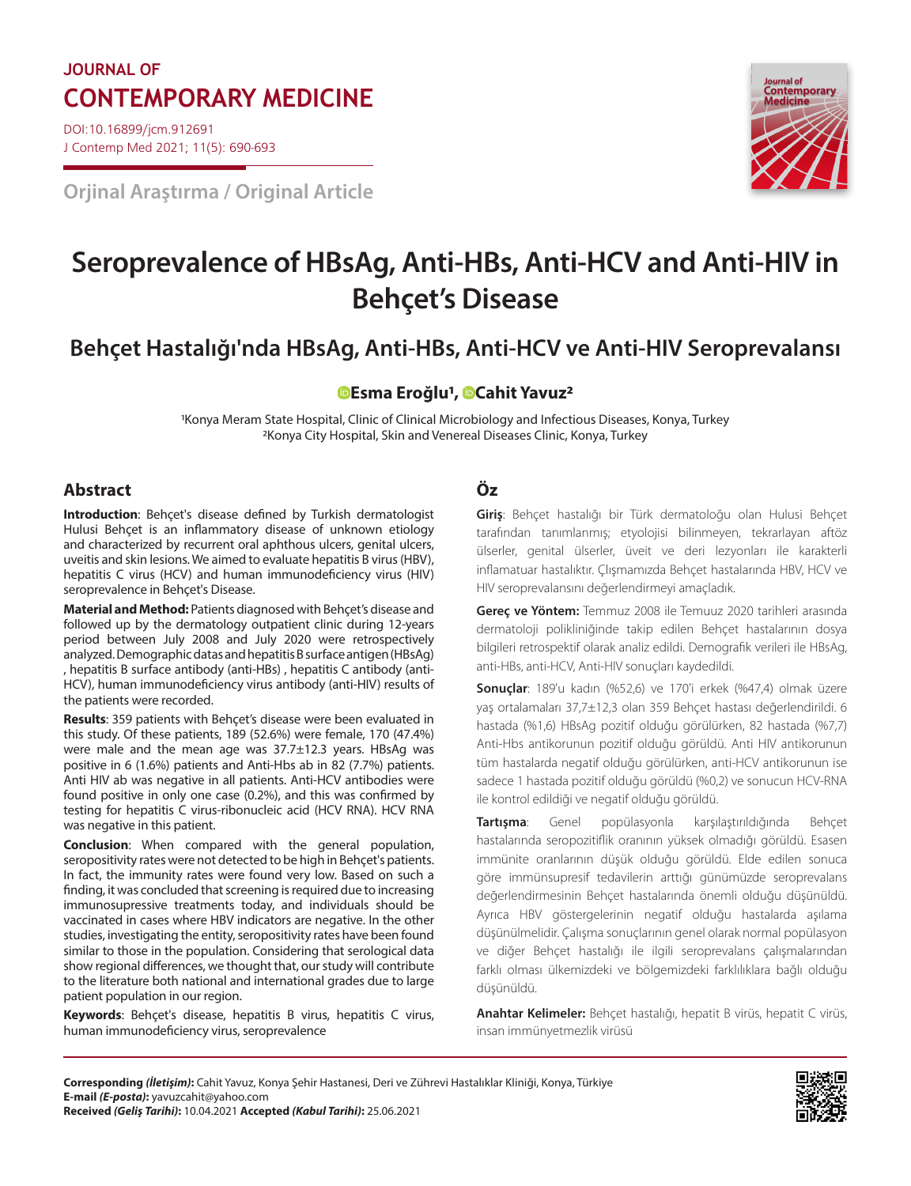JOURNAL OF
# CONTEMPORARY MEDICINE

DOI:10.16899/jcm.912691
J Contemp Med 2021; 11(5): 690-693

Orjinal Araştırma / Original Article

# Seroprevalence of HBsAg, Anti-HBs, Anti-HCV and Anti-HIV in Behçet's Disease

## Behçet Hastalığı'nda HBsAg, Anti-HBs, Anti-HCV ve Anti-HIV Seroprevalansı

**Esma Eroğlu[1], Cahit Yavuz[2]**

[1]Konya Meram State Hospital, Clinic of Clinical Microbiology and Infectious Diseases, Konya, Turkey
[2]Konya City Hospital, Skin and Venereal Diseases Clinic, Konya, Turkey

## Abstract

**Introduction**: Behçet's disease defined by Turkish dermatologist Hulusi Behçet is an inflammatory disease of unknown etiology and characterized by recurrent oral aphthous ulcers, genital ulcers, uveitis and skin lesions. We aimed to evaluate hepatitis B virus (HBV), hepatitis C virus (HCV) and human immunodeficiency virus (HIV) seroprevalence in Behçet's Disease.

**Material and Method:** Patients diagnosed with Behçet's disease and followed up by the dermatology outpatient clinic during 12-years period between July 2008 and July 2020 were retrospectively analyzed. Demographic datas and hepatitis B surface antigen (HBsAg) , hepatitis B surface antibody (anti-HBs) , hepatitis C antibody (anti-HCV), human immunodeficiency virus antibody (anti-HIV) results of the patients were recorded.

**Results**: 359 patients with Behçet's disease were been evaluated in this study. Of these patients, 189 (52.6%) were female, 170 (47.4%) were male and the mean age was 37.7±12.3 years. HBsAg was positive in 6 (1.6%) patients and Anti-Hbs ab in 82 (7.7%) patients. Anti HIV ab was negative in all patients. Anti-HCV antibodies were found positive in only one case (0.2%), and this was confirmed by testing for hepatitis C virus-ribonucleic acid (HCV RNA). HCV RNA was negative in this patient.

**Conclusion**: When compared with the general population, seropositivity rates were not detected to be high in Behçet's patients. In fact, the immunity rates were found very low. Based on such a finding, it was concluded that screening is required due to increasing immunosupressive treatments today, and individuals should be vaccinated in cases where HBV indicators are negative. In the other studies, investigating the entity, seropositivity rates have been found similar to those in the population. Considering that serological data show regional differences, we thought that, our study will contribute to the literature both national and international grades due to large patient population in our region.

**Keywords**: Behçet's disease, hepatitis B virus, hepatitis C virus, human immunodeficiency virus, seroprevalence

## Öz

**Giriş**: Behçet hastalığı bir Türk dermatoloğu olan Hulusi Behçet tarafından tanımlanmış; etyolojisi bilinmeyen, tekrarlayan aftöz ülserler, genital ülserler, üveit ve deri lezyonları ile karakterli inflamatuar hastalıktır. Çlışmamızda Behçet hastalarında HBV, HCV ve HIV seroprevalansını değerlendirmeyi amaçladık.

**Gereç ve Yöntem:** Temmuz 2008 ile Temuuz 2020 tarihleri arasında dermatoloji polikliniğinde takip edilen Behçet hastalarının dosya bilgileri retrospektif olarak analiz edildi. Demografik verileri ile HBsAg, anti-HBs, anti-HCV, Anti-HIV sonuçları kaydedildi.

**Sonuçlar**: 189'u kadın (%52,6) ve 170'i erkek (%47,4) olmak üzere yaş ortalamaları 37,7±12,3 olan 359 Behçet hastası değerlendirildi. 6 hastada (%1,6) HBsAg pozitif olduğu görülürken, 82 hastada (%7,7) Anti-Hbs antikorunun pozitif olduğu görüldü. Anti HIV antikorunun tüm hastalarda negatif olduğu görülürken, anti-HCV antikorunun ise sadece 1 hastada pozitif olduğu görüldü (%0,2) ve sonucun HCV-RNA ile kontrol edildiği ve negatif olduğu görüldü.

**Tartışma**: Genel popülasyonla karşılaştırıldığında Behçet hastalarında seropozitiflik oranının yüksek olmadığı görüldü. Esasen immünite oranlarının düşük olduğu görüldü. Elde edilen sonuca göre immünsupresif tedavilerin arttığı günümüzde seroprevalans değerlendirmesinin Behçet hastalarında önemli olduğu düşünüldü. Ayrıca HBV göstergelerinin negatif olduğu hastalarda aşılama düşünülmelidir. Çalışma sonuçlarının genel olarak normal popülasyon ve diğer Behçet hastalığı ile ilgili seroprevalans çalışmalarından farklı olması ülkemizdeki ve bölgemizdeki farklılıklara bağlı olduğu düşünüldü.

**Anahtar Kelimeler:** Behçet hastalığı, hepatit B virüs, hepatit C virüs, insan immünyetmezlik virüsü

**Corresponding *(İletişim)*:** Cahit Yavuz, Konya Şehir Hastanesi, Deri ve Zührevi Hastalıklar Kliniği, Konya, Türkiye
**E-mail *(E-posta)*:** yavuzcahit@yahoo.com
**Received *(Geliş Tarihi)*:** 10.04.2021 **Accepted *(Kabul Tarihi)*:** 25.06.2021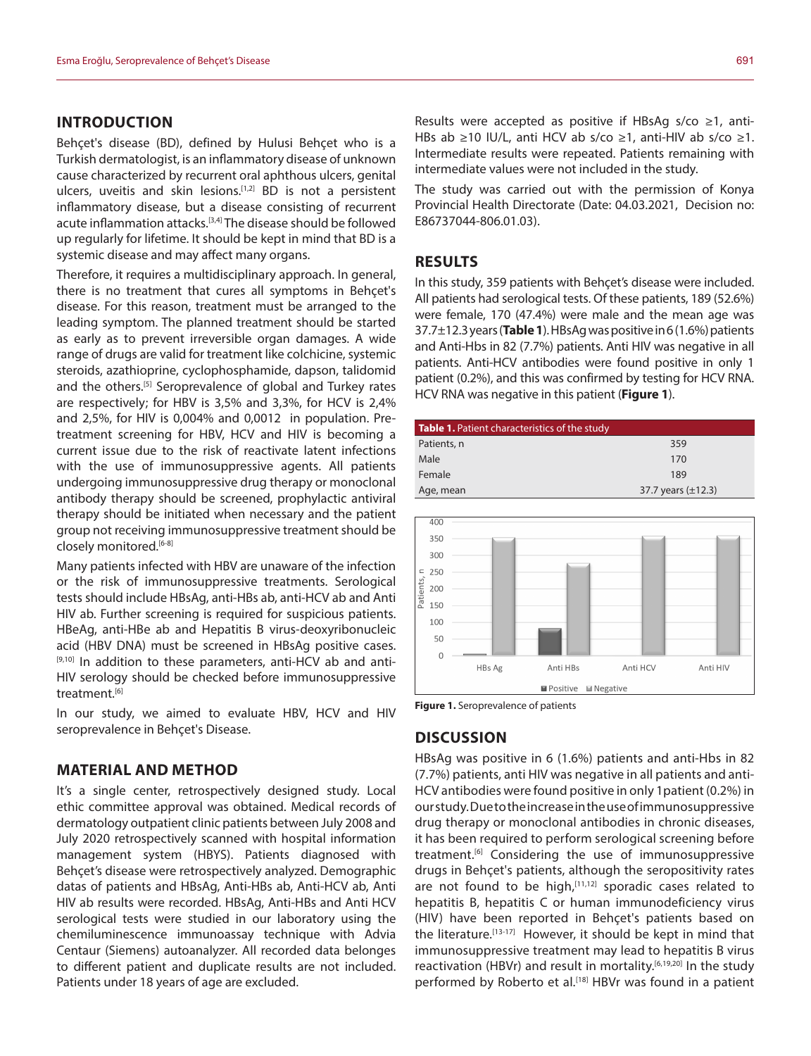## INTRODUCTION

Behçet's disease (BD), defined by Hulusi Behçet who is a Turkish dermatologist, is an inflammatory disease of unknown cause characterized by recurrent oral aphthous ulcers, genital ulcers, uveitis and skin lesions.[1,2] BD is not a persistent inflammatory disease, but a disease consisting of recurrent acute inflammation attacks.[3,4] The disease should be followed up regularly for lifetime. It should be kept in mind that BD is a systemic disease and may affect many organs.

Therefore, it requires a multidisciplinary approach. In general, there is no treatment that cures all symptoms in Behçet's disease. For this reason, treatment must be arranged to the leading symptom. The planned treatment should be started as early as to prevent irreversible organ damages. A wide range of drugs are valid for treatment like colchicine, systemic steroids, azathioprine, cyclophosphamide, dapson, talidomid and the others.[5] Seroprevalence of global and Turkey rates are respectively; for HBV is 3,5% and 3,3%, for HCV is 2,4% and 2,5%, for HIV is 0,004% and 0,0012 in population. Pre-treatment screening for HBV, HCV and HIV is becoming a current issue due to the risk of reactivate latent infections with the use of immunosuppressive agents. All patients undergoing immunosuppressive drug therapy or monoclonal antibody therapy should be screened, prophylactic antiviral therapy should be initiated when necessary and the patient group not receiving immunosuppressive treatment should be closely monitored.[6-8]

Many patients infected with HBV are unaware of the infection or the risk of immunosuppressive treatments. Serological tests should include HBsAg, anti-HBs ab, anti-HCV ab and Anti HIV ab. Further screening is required for suspicious patients. HBeAg, anti-HBe ab and Hepatitis B virus-deoxyribonucleic acid (HBV DNA) must be screened in HBsAg positive cases.[9,10] In addition to these parameters, anti-HCV ab and anti-HIV serology should be checked before immunosuppressive treatment.[6]

In our study, we aimed to evaluate HBV, HCV and HIV seroprevalence in Behçet's Disease.

## MATERIAL AND METHOD

It's a single center, retrospectively designed study. Local ethic committee approval was obtained. Medical records of dermatology outpatient clinic patients between July 2008 and July 2020 retrospectively scanned with hospital information management system (HBYS). Patients diagnosed with Behçet's disease were retrospectively analyzed. Demographic datas of patients and HBsAg, Anti-HBs ab, Anti-HCV ab, Anti HIV ab results were recorded. HBsAg, Anti-HBs and Anti HCV serological tests were studied in our laboratory using the chemiluminescence immunoassay technique with Advia Centaur (Siemens) autoanalyzer. All recorded data belonges to different patient and duplicate results are not included. Patients under 18 years of age are excluded.

Results were accepted as positive if HBsAg s/co ≥1, anti-HBs ab ≥10 IU/L, anti HCV ab s/co ≥1, anti-HIV ab s/co ≥1. Intermediate results were repeated. Patients remaining with intermediate values were not included in the study.

The study was carried out with the permission of Konya Provincial Health Directorate (Date: 04.03.2021, Decision no: E86737044-806.01.03).

## RESULTS

In this study, 359 patients with Behçet's disease were included. All patients had serological tests. Of these patients, 189 (52.6%) were female, 170 (47.4%) were male and the mean age was 37.7±12.3 years (**Table 1**). HBsAg was positive in 6 (1.6%) patients and Anti-Hbs in 82 (7.7%) patients. Anti HIV was negative in all patients. Anti-HCV antibodies were found positive in only 1 patient (0.2%), and this was confirmed by testing for HCV RNA. HCV RNA was negative in this patient (**Figure 1**).

**Table 1.** Patient characteristics of the study

| | |
|---|---|
| Patients, n | 359 |
| Male | 170 |
| Female | 189 |
| Age, mean | 37.7 years (±12.3) |

**Figure 1.** Seroprevalence of patients

## DISCUSSION

HBsAg was positive in 6 (1.6%) patients and anti-Hbs in 82 (7.7%) patients, anti HIV was negative in all patients and anti-HCV antibodies were found positive in only 1patient (0.2%) in our study. Due to the increase in the use of immunosuppressive drug therapy or monoclonal antibodies in chronic diseases, it has been required to perform serological screening before treatment.[6] Considering the use of immunosuppressive drugs in Behçet's patients, although the seropositivity rates are not found to be high,[11,12] sporadic cases related to hepatitis B, hepatitis C or human immunodeficiency virus (HIV) have been reported in Behçet's patients based on the literature.[13-17] However, it should be kept in mind that immunosuppressive treatment may lead to hepatitis B virus reactivation (HBVr) and result in mortality.[6,19,20] In the study performed by Roberto et al.[18] HBVr was found in a patient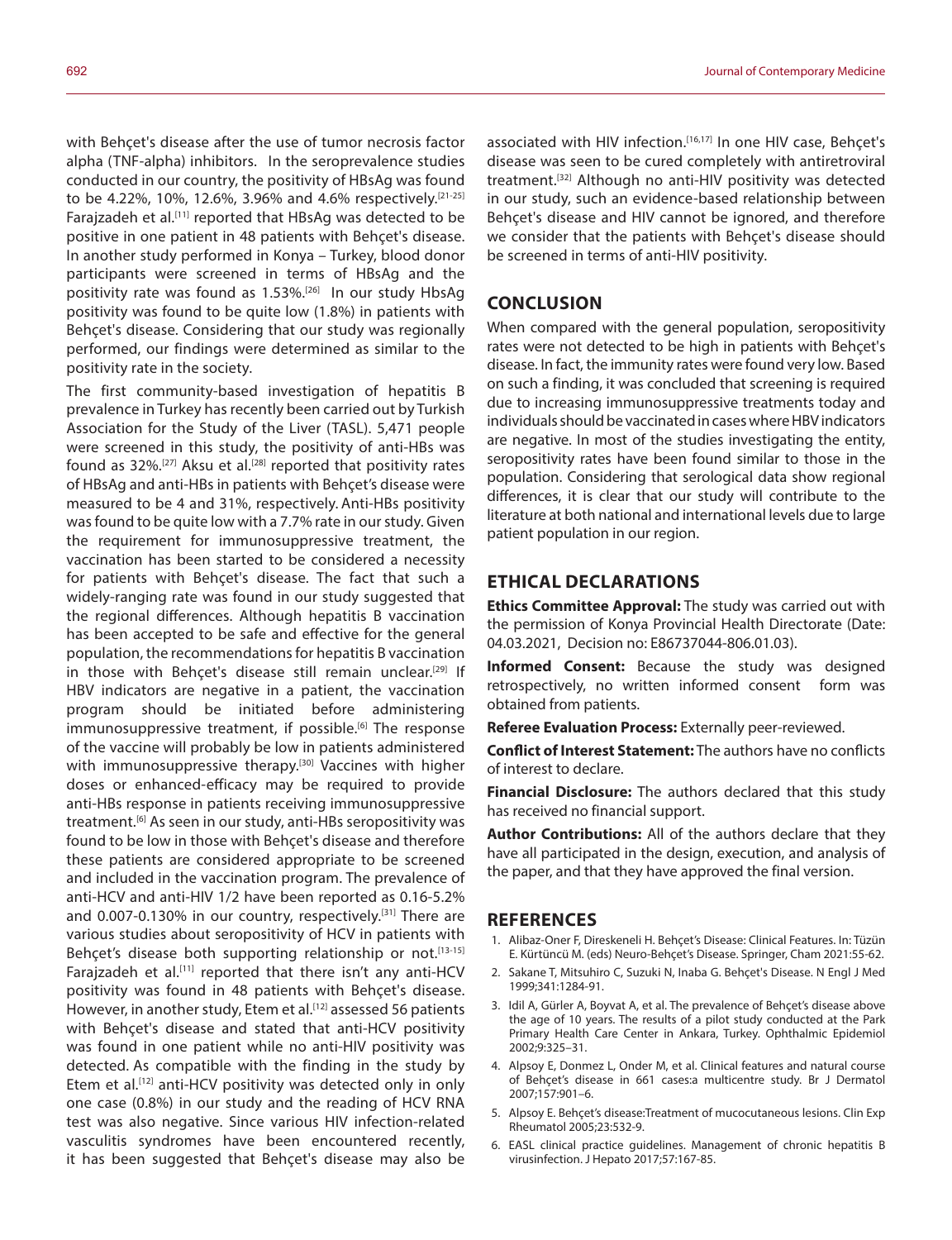with Behçet's disease after the use of tumor necrosis factor alpha (TNF-alpha) inhibitors. In the seroprevalence studies conducted in our country, the positivity of HBsAg was found to be 4.22%, 10%, 12.6%, 3.96% and 4.6% respectively.[21-25] Farajzadeh et al.[11] reported that HBsAg was detected to be positive in one patient in 48 patients with Behçet's disease. In another study performed in Konya – Turkey, blood donor participants were screened in terms of HBsAg and the positivity rate was found as 1.53%.[26] In our study HbsAg positivity was found to be quite low (1.8%) in patients with Behçet's disease. Considering that our study was regionally performed, our findings were determined as similar to the positivity rate in the society.

The first community-based investigation of hepatitis B prevalence in Turkey has recently been carried out by Turkish Association for the Study of the Liver (TASL). 5,471 people were screened in this study, the positivity of anti-HBs was found as 32%.[27] Aksu et al.[28] reported that positivity rates of HBsAg and anti-HBs in patients with Behçet's disease were measured to be 4 and 31%, respectively. Anti-HBs positivity was found to be quite low with a 7.7% rate in our study. Given the requirement for immunosuppressive treatment, the vaccination has been started to be considered a necessity for patients with Behçet's disease. The fact that such a widely-ranging rate was found in our study suggested that the regional differences. Although hepatitis B vaccination has been accepted to be safe and effective for the general population, the recommendations for hepatitis B vaccination in those with Behçet's disease still remain unclear.[29] If HBV indicators are negative in a patient, the vaccination program should be initiated before administering immunosuppressive treatment, if possible.[6] The response of the vaccine will probably be low in patients administered with immunosuppressive therapy.[30] Vaccines with higher doses or enhanced-efficacy may be required to provide anti-HBs response in patients receiving immunosuppressive treatment.[6] As seen in our study, anti-HBs seropositivity was found to be low in those with Behçet's disease and therefore these patients are considered appropriate to be screened and included in the vaccination program. The prevalence of anti-HCV and anti-HIV 1/2 have been reported as 0.16-5.2% and 0.007-0.130% in our country, respectively.[31] There are various studies about seropositivity of HCV in patients with Behçet's disease both supporting relationship or not.[13-15] Farajzadeh et al.[11] reported that there isn't any anti-HCV positivity was found in 48 patients with Behçet's disease. However, in another study, Etem et al.[12] assessed 56 patients with Behçet's disease and stated that anti-HCV positivity was found in one patient while no anti-HIV positivity was detected. As compatible with the finding in the study by Etem et al.[12] anti-HCV positivity was detected only in only one case (0.8%) in our study and the reading of HCV RNA test was also negative. Since various HIV infection-related vasculitis syndromes have been encountered recently, it has been suggested that Behçet's disease may also be associated with HIV infection.[16,17] In one HIV case, Behçet's disease was seen to be cured completely with antiretroviral treatment.[32] Although no anti-HIV positivity was detected in our study, such an evidence-based relationship between Behçet's disease and HIV cannot be ignored, and therefore we consider that the patients with Behçet's disease should be screened in terms of anti-HIV positivity.

## CONCLUSION

When compared with the general population, seropositivity rates were not detected to be high in patients with Behçet's disease. In fact, the immunity rates were found very low. Based on such a finding, it was concluded that screening is required due to increasing immunosuppressive treatments today and individuals should be vaccinated in cases where HBV indicators are negative. In most of the studies investigating the entity, seropositivity rates have been found similar to those in the population. Considering that serological data show regional differences, it is clear that our study will contribute to the literature at both national and international levels due to large patient population in our region.

## ETHICAL DECLARATIONS

**Ethics Committee Approval:** The study was carried out with the permission of Konya Provincial Health Directorate (Date: 04.03.2021, Decision no: E86737044-806.01.03).

**Informed Consent:** Because the study was designed retrospectively, no written informed consent form was obtained from patients.

**Referee Evaluation Process:** Externally peer-reviewed.

**Conflict of Interest Statement:** The authors have no conflicts of interest to declare.

**Financial Disclosure:** The authors declared that this study has received no financial support.

**Author Contributions:** All of the authors declare that they have all participated in the design, execution, and analysis of the paper, and that they have approved the final version.

## REFERENCES

1. Alibaz-Oner F, Direskeneli H. Behçet's Disease: Clinical Features. In: Tüzün E. Kürtüncü M. (eds) Neuro-Behçet's Disease. Springer, Cham 2021:55-62.
2. Sakane T, Mitsuhiro C, Suzuki N, Inaba G. Behçet's Disease. N Engl J Med 1999;341:1284-91.
3. Idil A, Gürler A, Boyvat A, et al. The prevalence of Behçet's disease above the age of 10 years. The results of a pilot study conducted at the Park Primary Health Care Center in Ankara, Turkey. Ophthalmic Epidemiol 2002;9:325–31.
4. Alpsoy E, Donmez L, Onder M, et al. Clinical features and natural course of Behçet's disease in 661 cases:a multicentre study. Br J Dermatol 2007;157:901–6.
5. Alpsoy E. Behçet's disease:Treatment of mucocutaneous lesions. Clin Exp Rheumatol 2005;23:532-9.
6. EASL clinical practice guidelines. Management of chronic hepatitis B virusinfection. J Hepato 2017;57:167-85.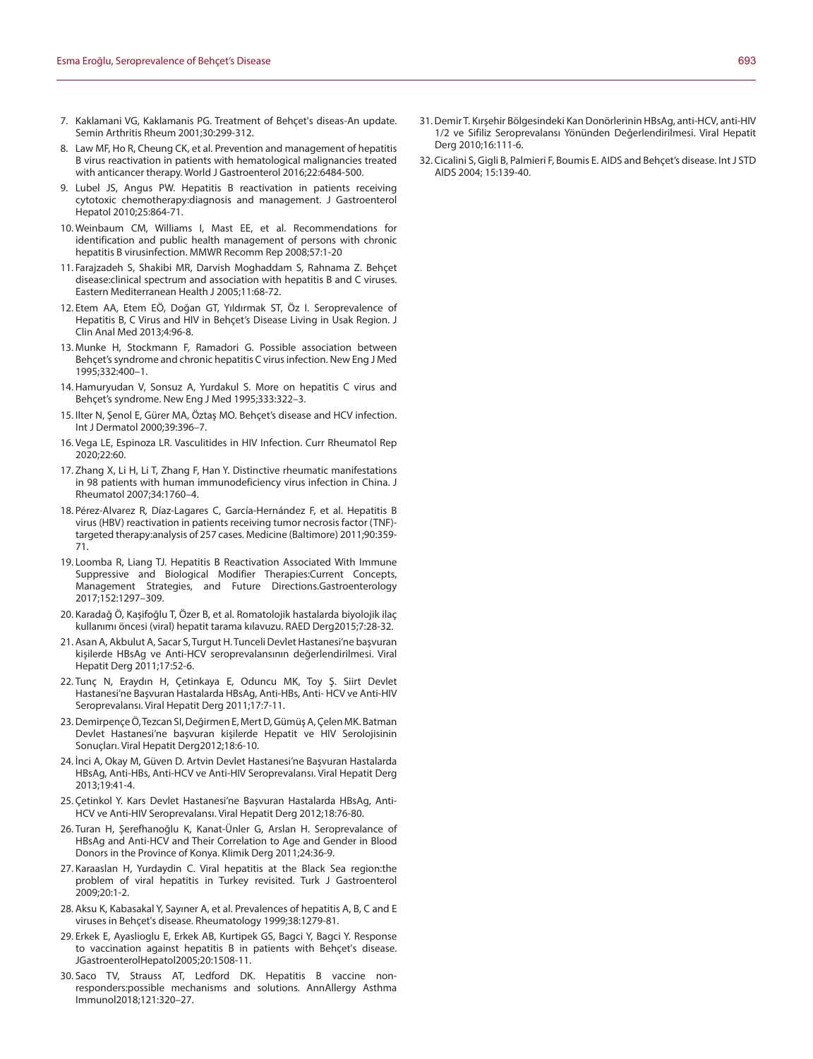7. Kaklamani VG, Kaklamanis PG. Treatment of Behçet's diseas-An update. Semin Arthritis Rheum 2001;30:299-312.
8. Law MF, Ho R, Cheung CK, et al. Prevention and management of hepatitis B virus reactivation in patients with hematological malignancies treated with anticancer therapy. World J Gastroenterol 2016;22:6484-500.
9. Lubel JS, Angus PW. Hepatitis B reactivation in patients receiving cytotoxic chemotherapy:diagnosis and management. J Gastroenterol Hepatol 2010;25:864-71.
10. Weinbaum CM, Williams I, Mast EE, et al. Recommendations for identification and public health management of persons with chronic hepatitis B virusinfection. MMWR Recomm Rep 2008;57:1-20
11. Farajzadeh S, Shakibi MR, Darvish Moghaddam S, Rahnama Z. Behçet disease:clinical spectrum and association with hepatitis B and C viruses. Eastern Mediterranean Health J 2005;11:68-72.
12. Etem AA, Etem EÖ, Doğan GT, Yıldırmak ST, Öz I. Seroprevalence of Hepatitis B, C Virus and HIV in Behçet's Disease Living in Usak Region. J Clin Anal Med 2013;4:96-8.
13. Munke H, Stockmann F, Ramadori G. Possible association between Behçet's syndrome and chronic hepatitis C virus infection. New Eng J Med 1995;332:400–1.
14. Hamuryudan V, Sonsuz A, Yurdakul S. More on hepatitis C virus and Behçet's syndrome. New Eng J Med 1995;333:322–3.
15. Ilter N, Şenol E, Gürer MA, Öztaş MO. Behçet's disease and HCV infection. Int J Dermatol 2000;39:396–7.
16. Vega LE, Espinoza LR. Vasculitides in HIV Infection. Curr Rheumatol Rep 2020;22:60.
17. Zhang X, Li H, Li T, Zhang F, Han Y. Distinctive rheumatic manifestations in 98 patients with human immunodeficiency virus infection in China. J Rheumatol 2007;34:1760–4.
18. Pérez-Alvarez R, Díaz-Lagares C, García-Hernández F, et al. Hepatitis B virus (HBV) reactivation in patients receiving tumor necrosis factor (TNF)-targeted therapy:analysis of 257 cases. Medicine (Baltimore) 2011;90:359-71.
19. Loomba R, Liang TJ. Hepatitis B Reactivation Associated With Immune Suppressive and Biological Modifier Therapies:Current Concepts, Management Strategies, and Future Directions.Gastroenterology 2017;152:1297–309.
20. Karadağ Ö, Kaşifoğlu T, Özer B, et al. Romatolojik hastalarda biyolojik ilaç kullanımı öncesi (viral) hepatit tarama kılavuzu. RAED Derg2015;7:28-32.
21. Asan A, Akbulut A, Sacar S, Turgut H. Tunceli Devlet Hastanesi'ne başvuran kişilerde HBsAg ve Anti-HCV seroprevalansının değerlendirilmesi. Viral Hepatit Derg 2011;17:52-6.
22. Tunç N, Eraydın H, Çetinkaya E, Oduncu MK, Toy Ş. Siirt Devlet Hastanesi'ne Başvuran Hastalarda HBsAg, Anti-HBs, Anti- HCV ve Anti-HIV Seroprevalansı. Viral Hepatit Derg 2011;17:7-11.
23. Demirpençe Ö, Tezcan SI, Değirmen E, Mert D, Gümüş A, Çelen MK. Batman Devlet Hastanesi'ne başvuran kişilerde Hepatit ve HIV Serolojisinin Sonuçları. Viral Hepatit Derg2012;18:6-10.
24. İnci A, Okay M, Güven D. Artvin Devlet Hastanesi'ne Başvuran Hastalarda HBsAg, Anti-HBs, Anti-HCV ve Anti-HIV Seroprevalansı. Viral Hepatit Derg 2013;19:41-4.
25. Çetinkol Y. Kars Devlet Hastanesi'ne Başvuran Hastalarda HBsAg, Anti-HCV ve Anti-HIV Seroprevalansı. Viral Hepatit Derg 2012;18:76-80.
26. Turan H, Şerefhanoğlu K, Kanat-Ünler G, Arslan H. Seroprevalance of HBsAg and Anti-HCV and Their Correlation to Age and Gender in Blood Donors in the Province of Konya. Klimik Derg 2011;24:36-9.
27. Karaaslan H, Yurdaydin C. Viral hepatitis at the Black Sea region:the problem of viral hepatitis in Turkey revisited. Turk J Gastroenterol 2009;20:1-2.
28. Aksu K, Kabasakal Y, Sayıner A, et al. Prevalences of hepatitis A, B, C and E viruses in Behçet's disease. Rheumatology 1999;38:1279-81.
29. Erkek E, Ayaslioglu E, Erkek AB, Kurtipek GS, Bagci Y, Bagci Y. Response to vaccination against hepatitis B in patients with Behçet's disease. JGastroenterolHepatol2005;20:1508-11.
30. Saco TV, Strauss AT, Ledford DK. Hepatitis B vaccine non-responders:possible mechanisms and solutions. AnnAllergy Asthma Immunol2018;121:320–27.
31. Demir T. Kırşehir Bölgesindeki Kan Donörlerinin HBsAg, anti-HCV, anti-HIV 1/2 ve Sifiliz Seroprevalansı Yönünden Değerlendirilmesi. Viral Hepatit Derg 2010;16:111-6.
32. Cicalini S, Gigli B, Palmieri F, Boumis E. AIDS and Behçet's disease. Int J STD AIDS 2004; 15:139-40.